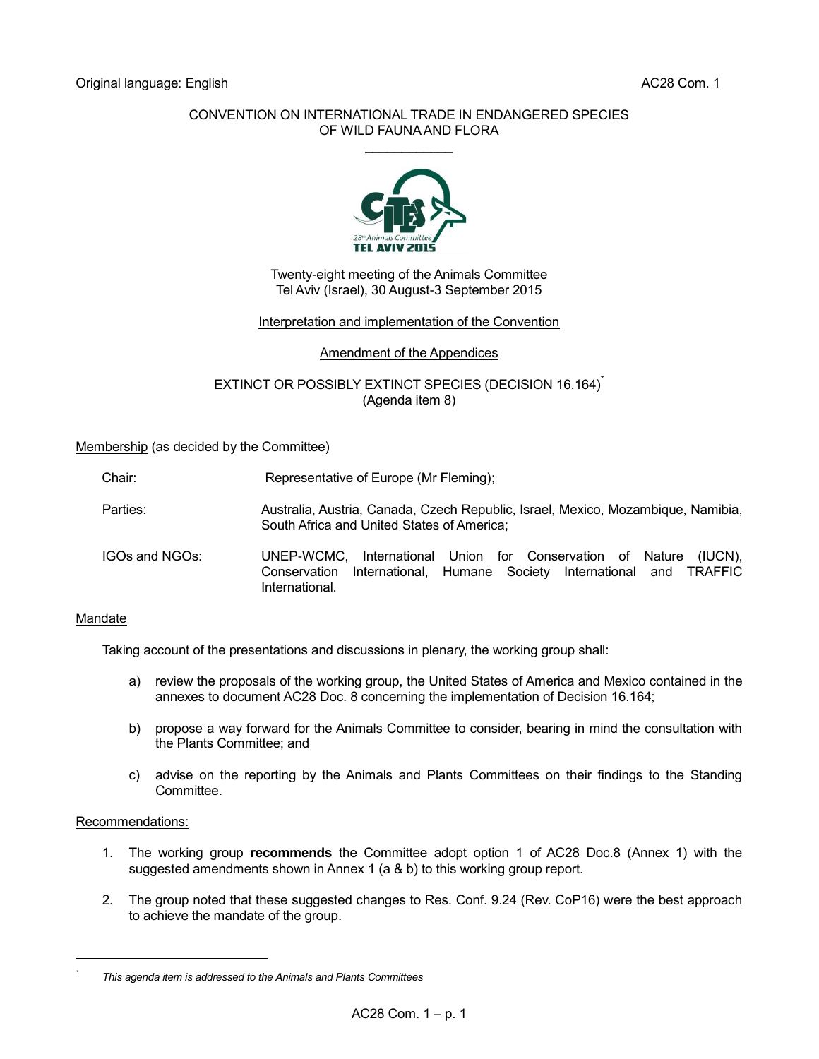Original language: English

AC28 Com. 1

CONVENTION ON INTERNATIONAL TRADE IN ENDANGERED SPECIES OF WILD FAUNA AND FLORA

\_\_\_\_\_\_\_\_\_\_\_\_\_\_\_\_\_\_\_\_

Twenty-eight meeting of the Animals Committee
Tel Aviv (Israel), 30 August-3 September 2015

Interpretation and implementation of the Convention

Amendment of the Appendices

EXTINCT OR POSSIBLY EXTINCT SPECIES (DECISION 16.164)*
(Agenda item 8)

Membership (as decided by the Committee)

Chair: Representative of Europe (Mr Fleming);

Parties: Australia, Austria, Canada, Czech Republic, Israel, Mexico, Mozambique, Namibia, South Africa and United States of America;

IGOs and NGOs: UNEP-WCMC, International Union for Conservation of Nature (IUCN), Conservation International, Humane Society International and TRAFFIC International.

Mandate

Taking account of the presentations and discussions in plenary, the working group shall:

a) review the proposals of the working group, the United States of America and Mexico contained in the annexes to document AC28 Doc. 8 concerning the implementation of Decision 16.164;

b) propose a way forward for the Animals Committee to consider, bearing in mind the consultation with the Plants Committee; and

c) advise on the reporting by the Animals and Plants Committees on their findings to the Standing Committee.

Recommendations:

1. The working group **recommends** the Committee adopt option 1 of AC28 Doc.8 (Annex 1) with the suggested amendments shown in Annex 1 (a & b) to this working group report.

2. The group noted that these suggested changes to Res. Conf. 9.24 (Rev. CoP16) were the best approach to achieve the mandate of the group.

\* *This agenda item is addressed to the Animals and Plants Committees*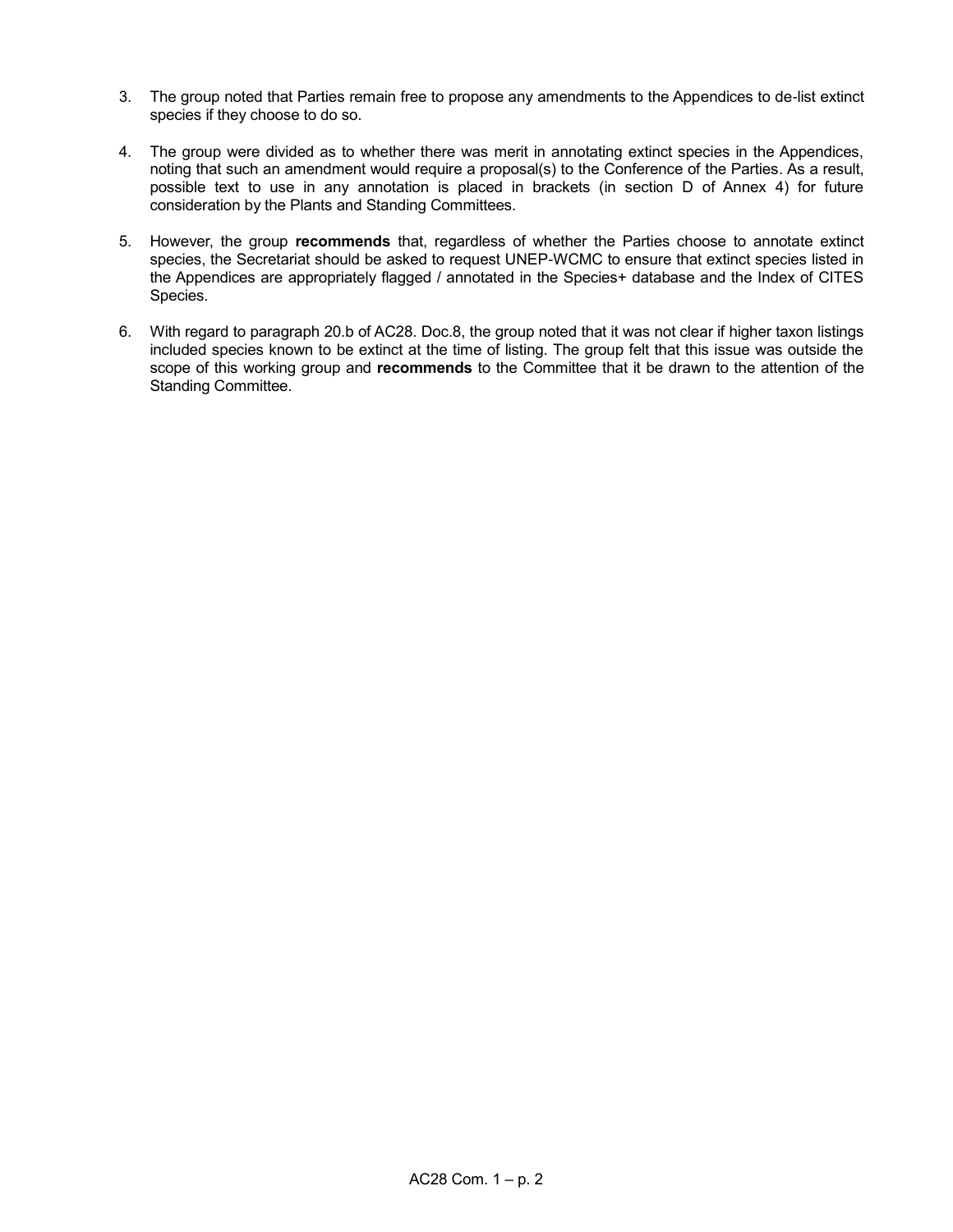3. The group noted that Parties remain free to propose any amendments to the Appendices to de-list extinct species if they choose to do so.

4. The group were divided as to whether there was merit in annotating extinct species in the Appendices, noting that such an amendment would require a proposal(s) to the Conference of the Parties. As a result, possible text to use in any annotation is placed in brackets (in section D of Annex 4) for future consideration by the Plants and Standing Committees.

5. However, the group **recommends** that, regardless of whether the Parties choose to annotate extinct species, the Secretariat should be asked to request UNEP-WCMC to ensure that extinct species listed in the Appendices are appropriately flagged / annotated in the Species+ database and the Index of CITES Species.

6. With regard to paragraph 20.b of AC28. Doc.8, the group noted that it was not clear if higher taxon listings included species known to be extinct at the time of listing. The group felt that this issue was outside the scope of this working group and **recommends** to the Committee that it be drawn to the attention of the Standing Committee.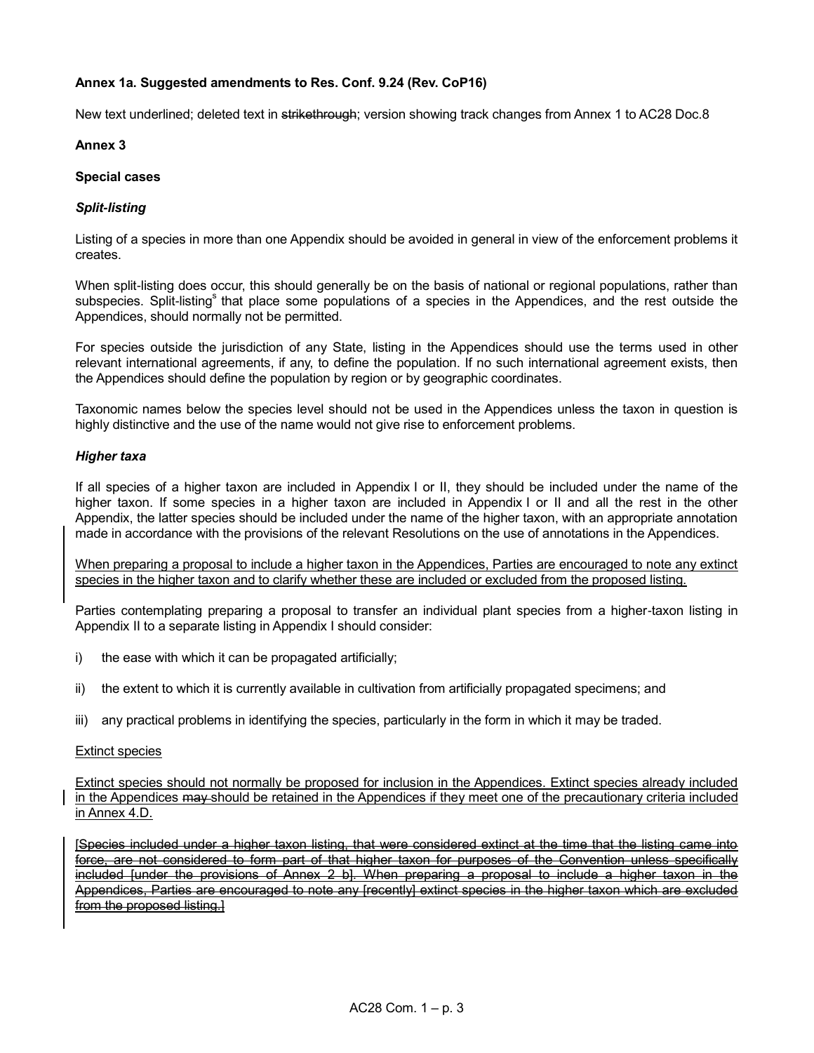**Annex 1a. Suggested amendments to Res. Conf. 9.24 (Rev. CoP16)**

New text underlined; deleted text in ~~strikethrough~~; version showing track changes from Annex 1 to AC28 Doc.8

**Annex 3**

**Special cases**

***Split-listing***

Listing of a species in more than one Appendix should be avoided in general in view of the enforcement problems it creates.

When split-listing does occur, this should generally be on the basis of national or regional populations, rather than subspecies. Split-listing[s] that place some populations of a species in the Appendices, and the rest outside the Appendices, should normally not be permitted.

For species outside the jurisdiction of any State, listing in the Appendices should use the terms used in other relevant international agreements, if any, to define the population. If no such international agreement exists, then the Appendices should define the population by region or by geographic coordinates.

Taxonomic names below the species level should not be used in the Appendices unless the taxon in question is highly distinctive and the use of the name would not give rise to enforcement problems.

***Higher taxa***

If all species of a higher taxon are included in Appendix I or II, they should be included under the name of the higher taxon. If some species in a higher taxon are included in Appendix I or II and all the rest in the other Appendix, the latter species should be included under the name of the higher taxon, with an appropriate annotation made in accordance with the provisions of the relevant Resolutions on the use of annotations in the Appendices.

<u>When preparing a proposal to include a higher taxon in the Appendices, Parties are encouraged to note any extinct species in the higher taxon and to clarify whether these are included or excluded from the proposed listing.</u>

Parties contemplating preparing a proposal to transfer an individual plant species from a higher-taxon listing in Appendix II to a separate listing in Appendix I should consider:

i) the ease with which it can be propagated artificially;

ii) the extent to which it is currently available in cultivation from artificially propagated specimens; and

iii) any practical problems in identifying the species, particularly in the form in which it may be traded.

<u>Extinct species</u>

<u>Extinct species should not normally be proposed for inclusion in the Appendices. Extinct species already included in the Appendices ~~may~~ should be retained in the Appendices if they meet one of the precautionary criteria included in Annex 4.D.</u>

~~[Species included under a higher taxon listing, that were considered extinct at the time that the listing came into force, are not considered to form part of that higher taxon for purposes of the Convention unless specifically included [under the provisions of Annex 2 b]. When preparing a proposal to include a higher taxon in the Appendices, Parties are encouraged to note any [recently] extinct species in the higher taxon which are excluded from the proposed listing.]~~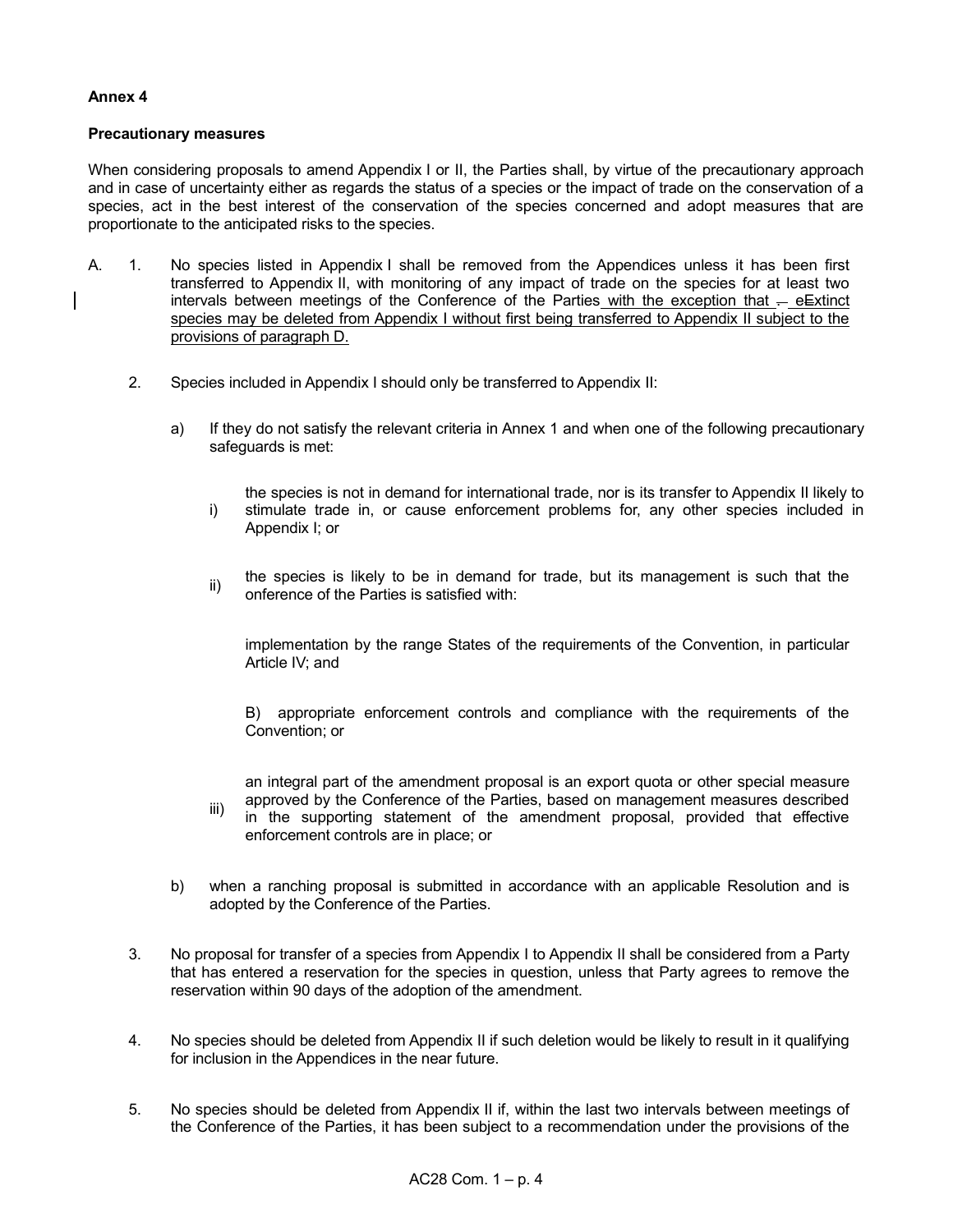**Annex 4**

**Precautionary measures**

When considering proposals to amend Appendix I or II, the Parties shall, by virtue of the precautionary approach and in case of uncertainty either as regards the status of a species or the impact of trade on the conservation of a species, act in the best interest of the conservation of the species concerned and adopt measures that are proportionate to the anticipated risks to the species.

A. 1. No species listed in Appendix I shall be removed from the Appendices unless it has been first transferred to Appendix II, with monitoring of any impact of trade on the species for at least two intervals between meetings of the Conference of the Parties <u>with the exception that</u> ~~.~~ <u>e</u>~~E~~xtinct <u>species may be deleted from Appendix I without first being transferred to Appendix II subject to the provisions of paragraph D.</u>

2. Species included in Appendix I should only be transferred to Appendix II:

   a) If they do not satisfy the relevant criteria in Annex 1 and when one of the following precautionary safeguards is met:

      i) the species is not in demand for international trade, nor is its transfer to Appendix II likely to stimulate trade in, or cause enforcement problems for, any other species included in Appendix I; or

      ii) the species is likely to be in demand for trade, but its management is such that the onference of the Parties is satisfied with:

         implementation by the range States of the requirements of the Convention, in particular Article IV; and

         B) appropriate enforcement controls and compliance with the requirements of the Convention; or

      iii) an integral part of the amendment proposal is an export quota or other special measure approved by the Conference of the Parties, based on management measures described in the supporting statement of the amendment proposal, provided that effective enforcement controls are in place; or

   b) when a ranching proposal is submitted in accordance with an applicable Resolution and is adopted by the Conference of the Parties.

3. No proposal for transfer of a species from Appendix I to Appendix II shall be considered from a Party that has entered a reservation for the species in question, unless that Party agrees to remove the reservation within 90 days of the adoption of the amendment.

4. No species should be deleted from Appendix II if such deletion would be likely to result in it qualifying for inclusion in the Appendices in the near future.

5. No species should be deleted from Appendix II if, within the last two intervals between meetings of the Conference of the Parties, it has been subject to a recommendation under the provisions of the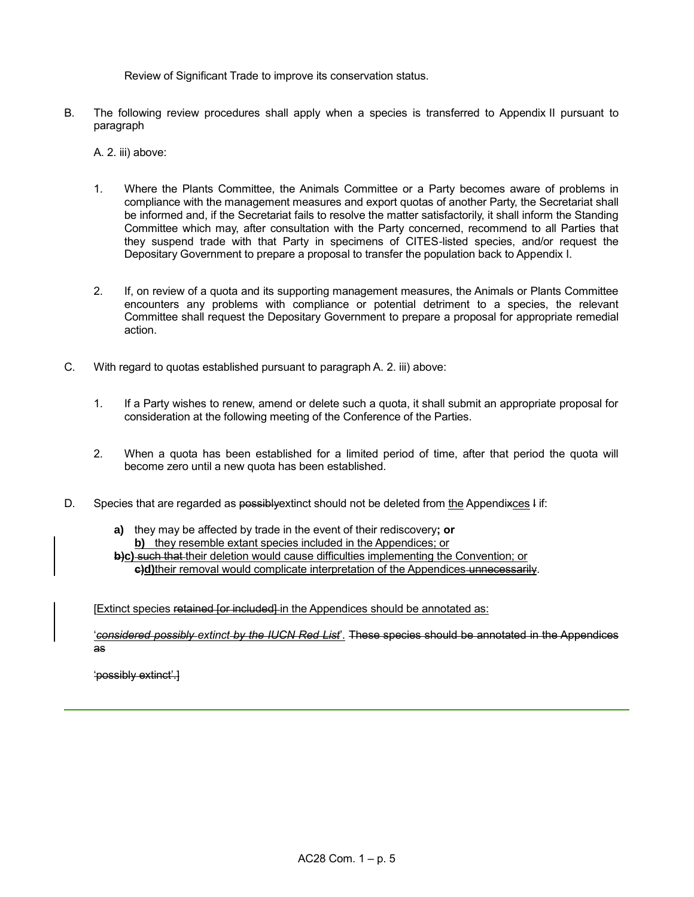Review of Significant Trade to improve its conservation status.

B. The following review procedures shall apply when a species is transferred to Appendix II pursuant to paragraph

A. 2. iii) above:

1. Where the Plants Committee, the Animals Committee or a Party becomes aware of problems in compliance with the management measures and export quotas of another Party, the Secretariat shall be informed and, if the Secretariat fails to resolve the matter satisfactorily, it shall inform the Standing Committee which may, after consultation with the Party concerned, recommend to all Parties that they suspend trade with that Party in specimens of CITES-listed species, and/or request the Depositary Government to prepare a proposal to transfer the population back to Appendix I.

2. If, on review of a quota and its supporting management measures, the Animals or Plants Committee encounters any problems with compliance or potential detriment to a species, the relevant Committee shall request the Depositary Government to prepare a proposal for appropriate remedial action.

C. With regard to quotas established pursuant to paragraph A. 2. iii) above:

1. If a Party wishes to renew, amend or delete such a quota, it shall submit an appropriate proposal for consideration at the following meeting of the Conference of the Parties.

2. When a quota has been established for a limited period of time, after that period the quota will become zero until a new quota has been established.

D. Species that are regarded as ~~possibly~~extinct should not be deleted from the Appendi~~x~~ces ~~I~~ if:

**a)** they may be affected by trade in the event of their rediscovery**; or**
**b)** they resemble extant species included in the Appendices; or
~~**b)**~~**c)** ~~such that~~ their deletion would cause difficulties implementing the Convention; or
~~**c)**~~**d)**their removal would complicate interpretation of the Appendices ~~unnecessarily~~.

[Extinct species ~~retained [or included]~~ in the Appendices should be annotated as:

'*~~considered~~ possibly ~~extinct by the IUCN Red List~~*'. ~~These species should be annotated in the Appendices as~~

~~'possibly extinct'.]~~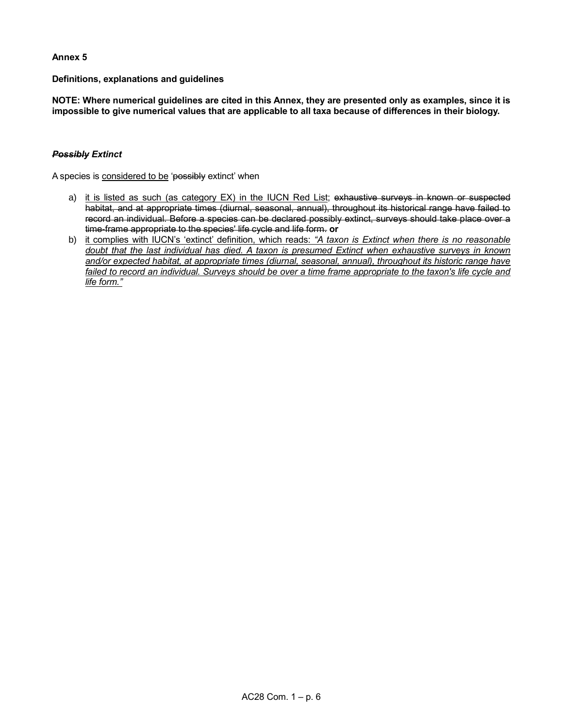**Annex 5**

**Definitions, explanations and guidelines**

**NOTE: Where numerical guidelines are cited in this Annex, they are presented only as examples, since it is impossible to give numerical values that are applicable to all taxa because of differences in their biology.**

***~~Possibly~~ Extinct***

A species is <u>considered to be</u> '~~possibly~~ extinct' when

a) <u>it is listed as such (as category EX) in the IUCN Red List</u>; ~~exhaustive surveys in known or suspected habitat, and at appropriate times (diurnal, seasonal, annual), throughout its historical range have failed to record an individual. Before a species can be declared possibly extinct, surveys should take place over a time-frame appropriate to the species' life cycle and life form.~~ **or**

b) <u>it complies with IUCN's 'extinct' definition, which reads:</u> <u>*"A taxon is Extinct when there is no reasonable doubt that the last individual has died. A taxon is presumed Extinct when exhaustive surveys in known and/or expected habitat, at appropriate times (diurnal, seasonal, annual), throughout its historic range have failed to record an individual. Surveys should be over a time frame appropriate to the taxon's life cycle and life form."*</u>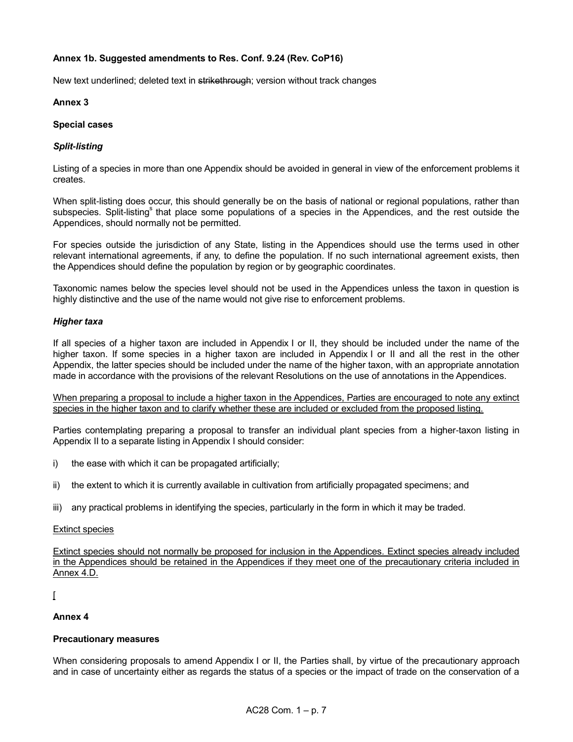**Annex 1b. Suggested amendments to Res. Conf. 9.24 (Rev. CoP16)**

New text underlined; deleted text in ~~strikethrough~~; version without track changes

**Annex 3**

**Special cases**

***Split-listing***

Listing of a species in more than one Appendix should be avoided in general in view of the enforcement problems it creates.

When split-listing does occur, this should generally be on the basis of national or regional populations, rather than subspecies. Split-listing[s] that place some populations of a species in the Appendices, and the rest outside the Appendices, should normally not be permitted.

For species outside the jurisdiction of any State, listing in the Appendices should use the terms used in other relevant international agreements, if any, to define the population. If no such international agreement exists, then the Appendices should define the population by region or by geographic coordinates.

Taxonomic names below the species level should not be used in the Appendices unless the taxon in question is highly distinctive and the use of the name would not give rise to enforcement problems.

***Higher taxa***

If all species of a higher taxon are included in Appendix I or II, they should be included under the name of the higher taxon. If some species in a higher taxon are included in Appendix I or II and all the rest in the other Appendix, the latter species should be included under the name of the higher taxon, with an appropriate annotation made in accordance with the provisions of the relevant Resolutions on the use of annotations in the Appendices.

<u>When preparing a proposal to include a higher taxon in the Appendices, Parties are encouraged to note any extinct species in the higher taxon and to clarify whether these are included or excluded from the proposed listing.</u>

Parties contemplating preparing a proposal to transfer an individual plant species from a higher-taxon listing in Appendix II to a separate listing in Appendix I should consider:

i) the ease with which it can be propagated artificially;

ii) the extent to which it is currently available in cultivation from artificially propagated specimens; and

iii) any practical problems in identifying the species, particularly in the form in which it may be traded.

<u>Extinct species</u>

<u>Extinct species should not normally be proposed for inclusion in the Appendices. Extinct species already included in the Appendices should be retained in the Appendices if they meet one of the precautionary criteria included in Annex 4.D.</u>

[

**Annex 4**

**Precautionary measures**

When considering proposals to amend Appendix I or II, the Parties shall, by virtue of the precautionary approach and in case of uncertainty either as regards the status of a species or the impact of trade on the conservation of a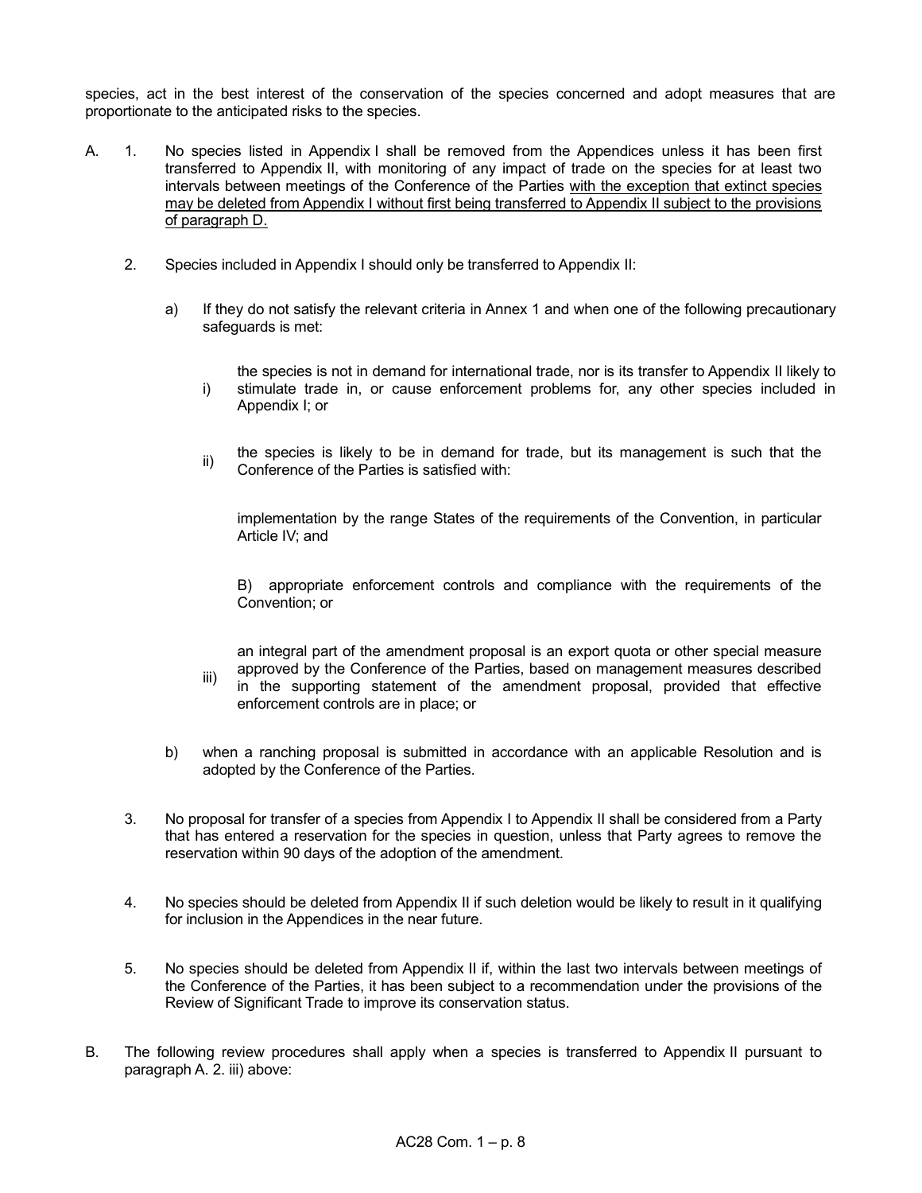species, act in the best interest of the conservation of the species concerned and adopt measures that are proportionate to the anticipated risks to the species.

A. 1. No species listed in Appendix I shall be removed from the Appendices unless it has been first transferred to Appendix II, with monitoring of any impact of trade on the species for at least two intervals between meetings of the Conference of the Parties <u>with the exception that extinct species may be deleted from Appendix I without first being transferred to Appendix II subject to the provisions of paragraph D.</u>

2. Species included in Appendix I should only be transferred to Appendix II:

a) If they do not satisfy the relevant criteria in Annex 1 and when one of the following precautionary safeguards is met:

i) the species is not in demand for international trade, nor is its transfer to Appendix II likely to stimulate trade in, or cause enforcement problems for, any other species included in Appendix I; or

ii) the species is likely to be in demand for trade, but its management is such that the Conference of the Parties is satisfied with:

implementation by the range States of the requirements of the Convention, in particular Article IV; and

B) appropriate enforcement controls and compliance with the requirements of the Convention; or

iii) an integral part of the amendment proposal is an export quota or other special measure approved by the Conference of the Parties, based on management measures described in the supporting statement of the amendment proposal, provided that effective enforcement controls are in place; or

b) when a ranching proposal is submitted in accordance with an applicable Resolution and is adopted by the Conference of the Parties.

3. No proposal for transfer of a species from Appendix I to Appendix II shall be considered from a Party that has entered a reservation for the species in question, unless that Party agrees to remove the reservation within 90 days of the adoption of the amendment.

4. No species should be deleted from Appendix II if such deletion would be likely to result in it qualifying for inclusion in the Appendices in the near future.

5. No species should be deleted from Appendix II if, within the last two intervals between meetings of the Conference of the Parties, it has been subject to a recommendation under the provisions of the Review of Significant Trade to improve its conservation status.

B. The following review procedures shall apply when a species is transferred to Appendix II pursuant to paragraph A. 2. iii) above: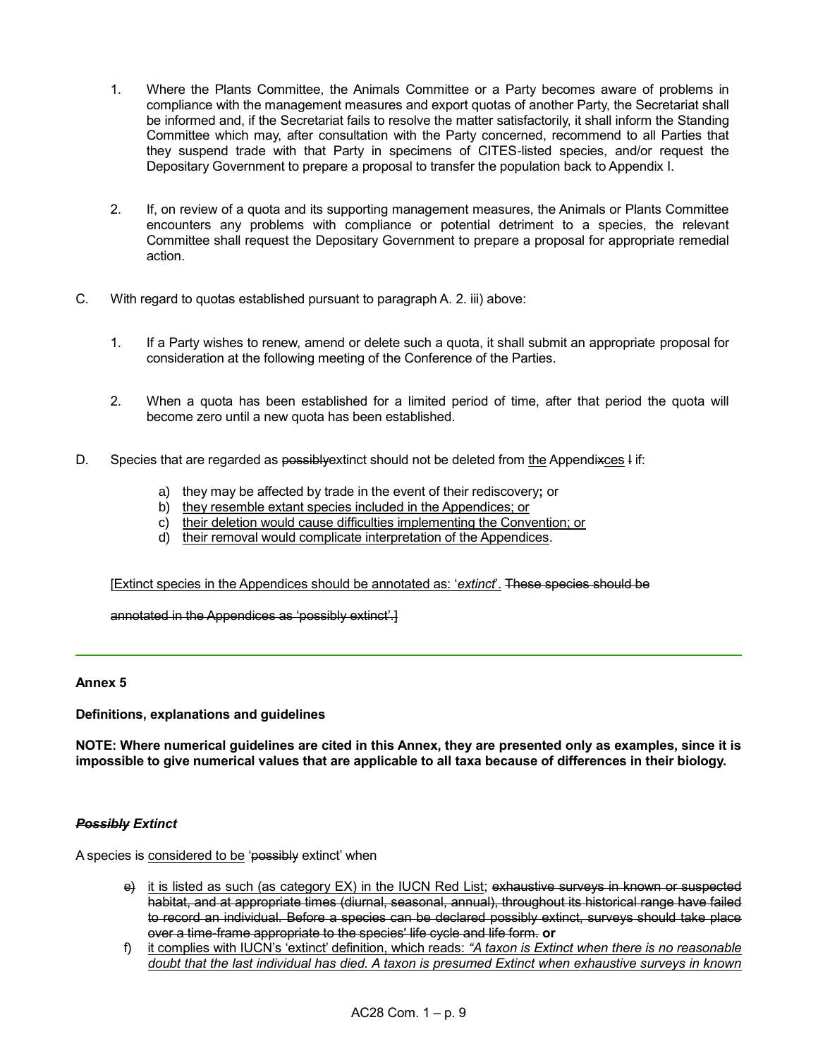1. Where the Plants Committee, the Animals Committee or a Party becomes aware of problems in compliance with the management measures and export quotas of another Party, the Secretariat shall be informed and, if the Secretariat fails to resolve the matter satisfactorily, it shall inform the Standing Committee which may, after consultation with the Party concerned, recommend to all Parties that they suspend trade with that Party in specimens of CITES-listed species, and/or request the Depositary Government to prepare a proposal to transfer the population back to Appendix I.

2. If, on review of a quota and its supporting management measures, the Animals or Plants Committee encounters any problems with compliance or potential detriment to a species, the relevant Committee shall request the Depositary Government to prepare a proposal for appropriate remedial action.

C. With regard to quotas established pursuant to paragraph A. 2. iii) above:

1. If a Party wishes to renew, amend or delete such a quota, it shall submit an appropriate proposal for consideration at the following meeting of the Conference of the Parties.

2. When a quota has been established for a limited period of time, after that period the quota will become zero until a new quota has been established.

D. Species that are regarded as ~~possibly~~extinct should not be deleted from <u>the</u> Appendi~~x~~<u>ces</u> ~~I~~ if:

a) they may be affected by trade in the event of their rediscovery**;** or
b) <u>they resemble extant species included in the Appendices; or</u>
c) <u>their deletion would cause difficulties implementing the Convention; or</u>
d) <u>their removal would complicate interpretation of the Appendices</u>.

[<u>Extinct species in the Appendices should be annotated as: '*extinct*'</u>. ~~These species should be annotated in the Appendices as 'possibly extinct'.~~]

---

**Annex 5**

**Definitions, explanations and guidelines**

**NOTE: Where numerical guidelines are cited in this Annex, they are presented only as examples, since it is impossible to give numerical values that are applicable to all taxa because of differences in their biology.**

***~~Possibly~~ Extinct***

A species is <u>considered to be</u> '~~possibly~~ extinct' when

~~e)~~ <u>it is listed as such (as category EX) in the IUCN Red List</u>; ~~exhaustive surveys in known or suspected habitat, and at appropriate times (diurnal, seasonal, annual), throughout its historical range have failed to record an individual. Before a species can be declared possibly extinct, surveys should take place over a time-frame appropriate to the species' life cycle and life form.~~ **or**

f) <u>it complies with IUCN's 'extinct' definition, which reads: *"A taxon is Extinct when there is no reasonable doubt that the last individual has died. A taxon is presumed Extinct when exhaustive surveys in known*</u>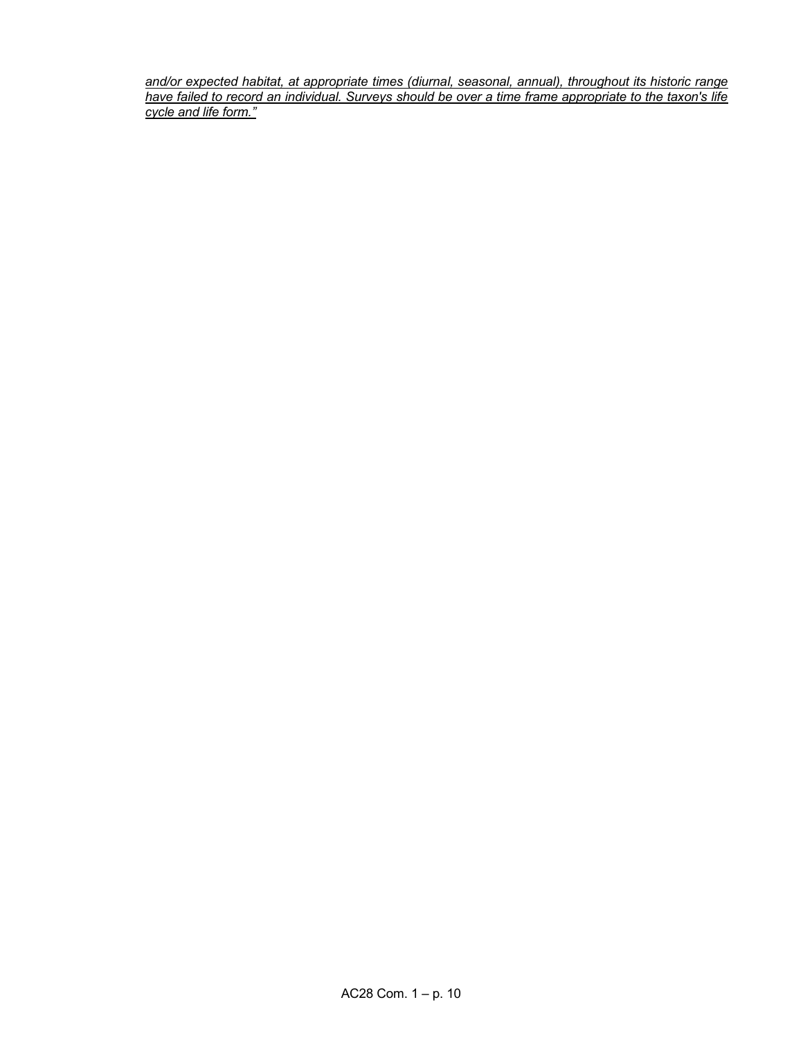<u>*and/or expected habitat, at appropriate times (diurnal, seasonal, annual), throughout its historic range have failed to record an individual. Surveys should be over a time frame appropriate to the taxon's life cycle and life form."*</u>